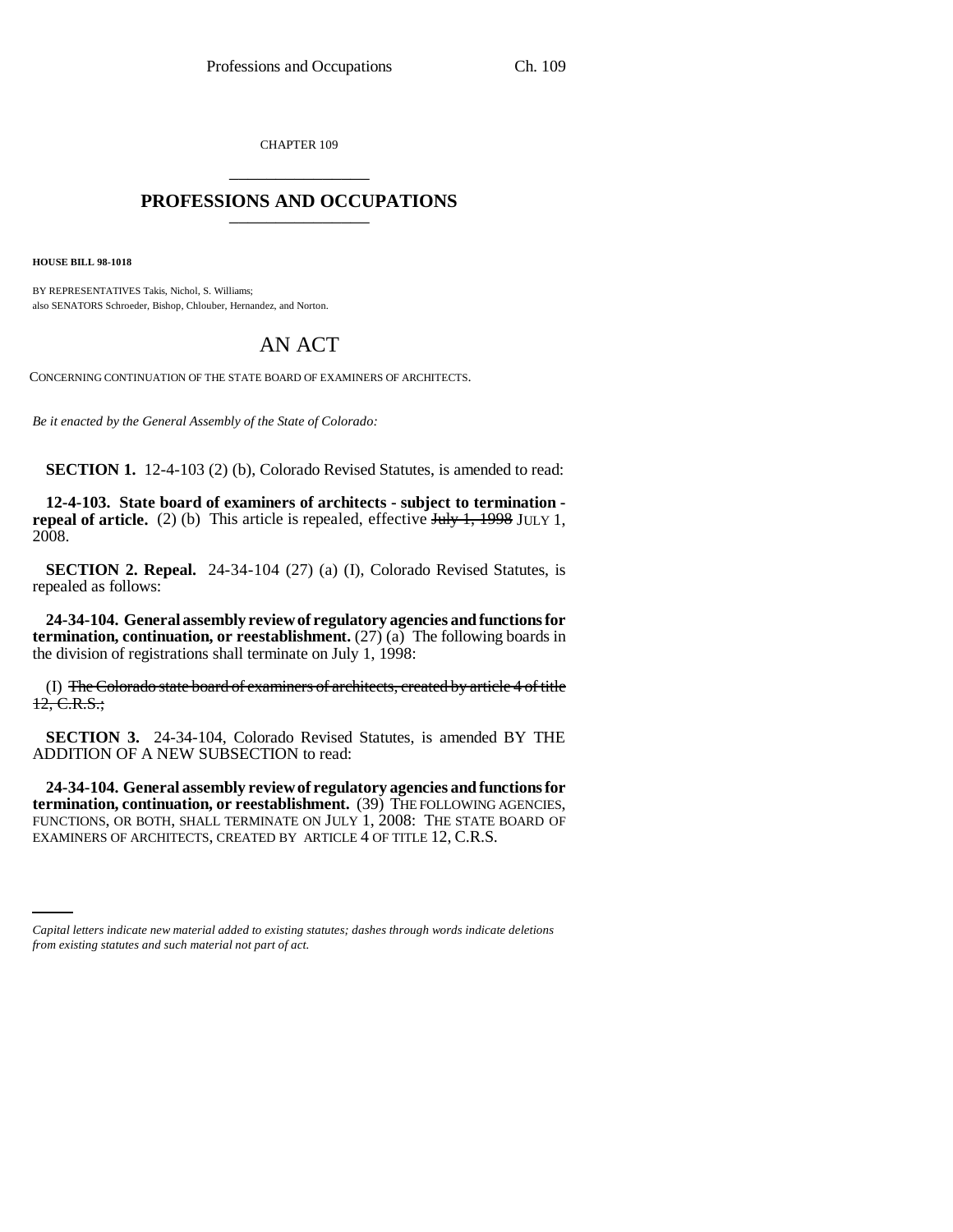CHAPTER 109

# PROFESSIONS AND OCCUPATIONS

**HOUSE BILL 98-1018**

BY REPRESENTATIVES Takis, Nichol, S. Williams;
also SENATORS Schroeder, Bishop, Chlouber, Hernandez, and Norton.

# AN ACT

CONCERNING CONTINUATION OF THE STATE BOARD OF EXAMINERS OF ARCHITECTS.

*Be it enacted by the General Assembly of the State of Colorado:*

**SECTION 1.** 12-4-103 (2) (b), Colorado Revised Statutes, is amended to read:

**12-4-103. State board of examiners of architects - subject to termination - repeal of article.** (2) (b) This article is repealed, effective ~~July 1, 1998~~ JULY 1, 2008.

**SECTION 2. Repeal.** 24-34-104 (27) (a) (I), Colorado Revised Statutes, is repealed as follows:

**24-34-104. General assembly review of regulatory agencies and functions for termination, continuation, or reestablishment.** (27) (a) The following boards in the division of registrations shall terminate on July 1, 1998:

(I) ~~The Colorado state board of examiners of architects, created by article 4 of title 12, C.R.S.;~~

**SECTION 3.** 24-34-104, Colorado Revised Statutes, is amended BY THE ADDITION OF A NEW SUBSECTION to read:

**24-34-104. General assembly review of regulatory agencies and functions for termination, continuation, or reestablishment.** (39) THE FOLLOWING AGENCIES, FUNCTIONS, OR BOTH, SHALL TERMINATE ON JULY 1, 2008: THE STATE BOARD OF EXAMINERS OF ARCHITECTS, CREATED BY ARTICLE 4 OF TITLE 12, C.R.S.

*Capital letters indicate new material added to existing statutes; dashes through words indicate deletions from existing statutes and such material not part of act.*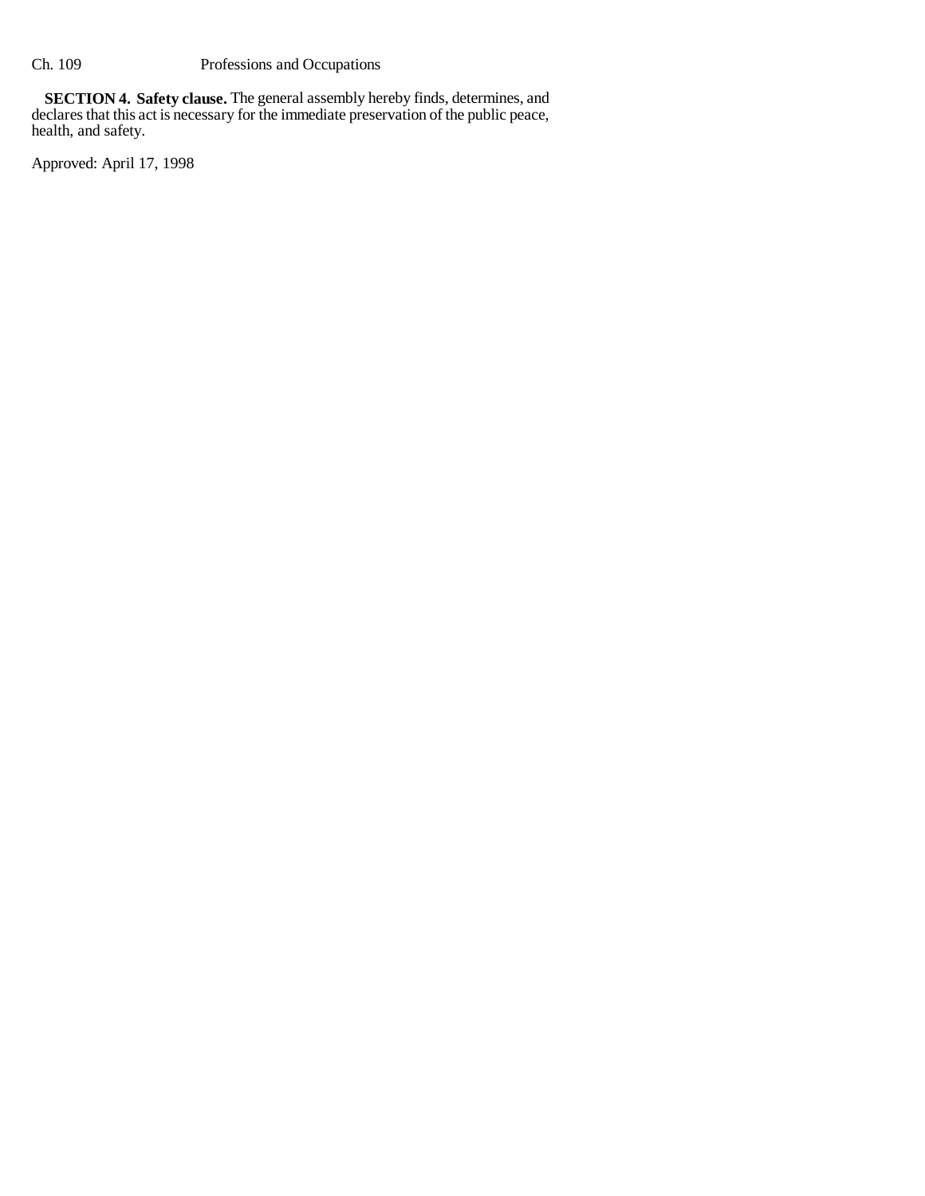**SECTION 4. Safety clause.** The general assembly hereby finds, determines, and declares that this act is necessary for the immediate preservation of the public peace, health, and safety.

Approved: April 17, 1998